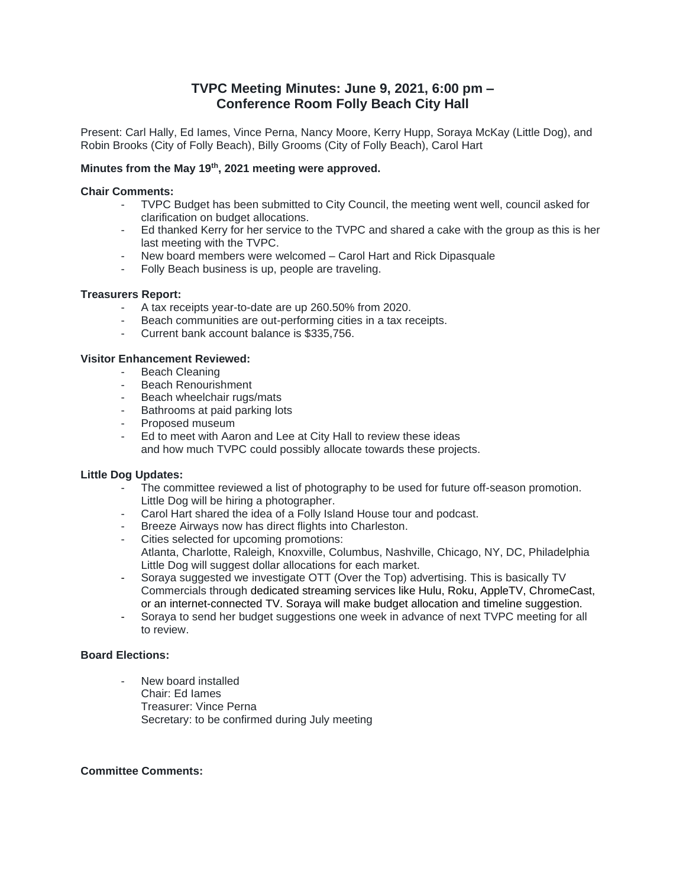# TVPC Meeting Minutes: June 9, 2021, 6:00 pm – Conference Room Folly Beach City Hall

Present: Carl Hally, Ed Iames, Vince Perna, Nancy Moore, Kerry Hupp, Soraya McKay (Little Dog), and Robin Brooks (City of Folly Beach), Billy Grooms (City of Folly Beach), Carol Hart

**Minutes from the May 19th, 2021 meeting were approved.**

**Chair Comments:**

- TVPC Budget has been submitted to City Council, the meeting went well, council asked for clarification on budget allocations.
- Ed thanked Kerry for her service to the TVPC and shared a cake with the group as this is her last meeting with the TVPC.
- New board members were welcomed – Carol Hart and Rick Dipasquale
- Folly Beach business is up, people are traveling.

**Treasurers Report:**

- A tax receipts year-to-date are up 260.50% from 2020.
- Beach communities are out-performing cities in a tax receipts.
- Current bank account balance is $335,756.

**Visitor Enhancement Reviewed:**

- Beach Cleaning
- Beach Renourishment
- Beach wheelchair rugs/mats
- Bathrooms at paid parking lots
- Proposed museum
- Ed to meet with Aaron and Lee at City Hall to review these ideas and how much TVPC could possibly allocate towards these projects.

**Little Dog Updates:**

- The committee reviewed a list of photography to be used for future off-season promotion. Little Dog will be hiring a photographer.
- Carol Hart shared the idea of a Folly Island House tour and podcast.
- Breeze Airways now has direct flights into Charleston.
- Cities selected for upcoming promotions: Atlanta, Charlotte, Raleigh, Knoxville, Columbus, Nashville, Chicago, NY, DC, Philadelphia Little Dog will suggest dollar allocations for each market.
- Soraya suggested we investigate OTT (Over the Top) advertising. This is basically TV Commercials through dedicated streaming services like Hulu, Roku, AppleTV, ChromeCast, or an internet-connected TV. Soraya will make budget allocation and timeline suggestion.
- Soraya to send her budget suggestions one week in advance of next TVPC meeting for all to review.

**Board Elections:**

- New board installed
  Chair: Ed Iames
  Treasurer: Vince Perna
  Secretary: to be confirmed during July meeting

**Committee Comments:**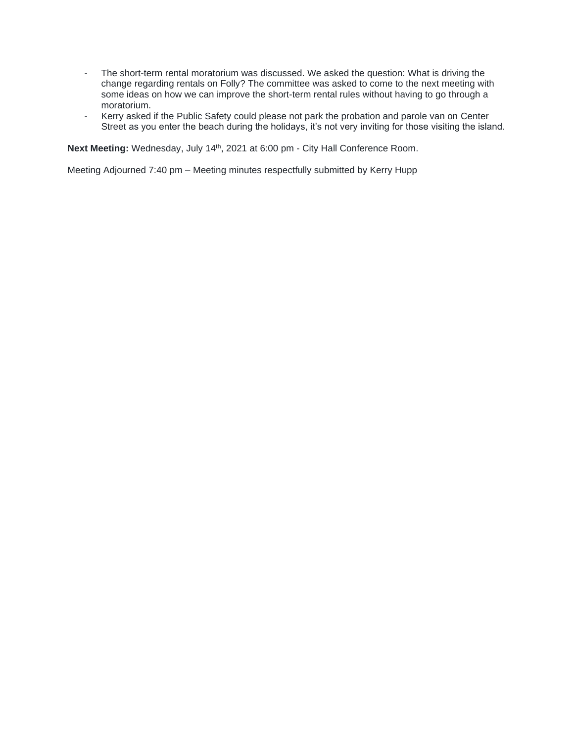- The short-term rental moratorium was discussed. We asked the question: What is driving the change regarding rentals on Folly? The committee was asked to come to the next meeting with some ideas on how we can improve the short-term rental rules without having to go through a moratorium.
- Kerry asked if the Public Safety could please not park the probation and parole van on Center Street as you enter the beach during the holidays, it's not very inviting for those visiting the island.

**Next Meeting:** Wednesday, July 14th, 2021 at 6:00 pm - City Hall Conference Room.

Meeting Adjourned 7:40 pm – Meeting minutes respectfully submitted by Kerry Hupp